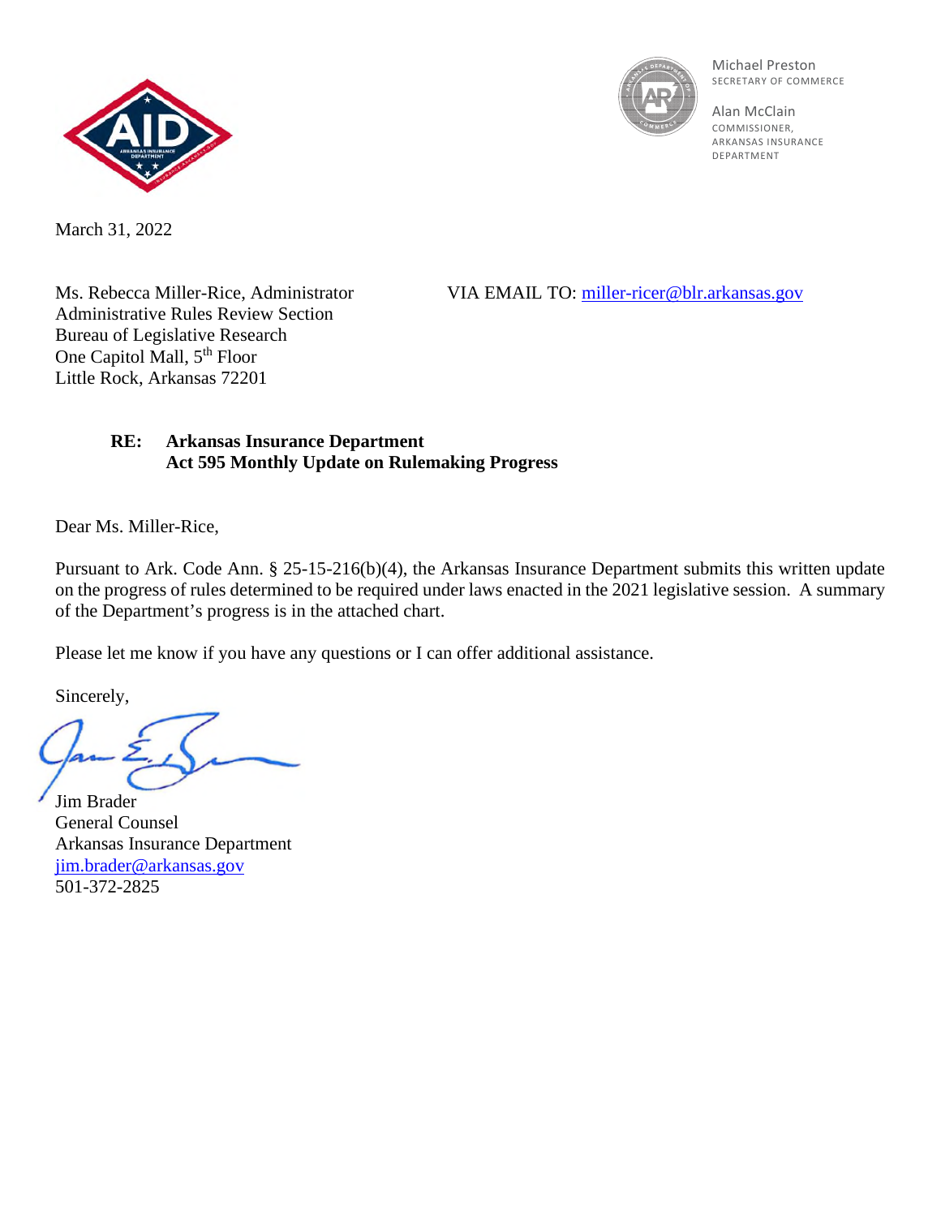Michael Preston
SECRETARY OF COMMERCE

Alan McClain
COMMISSIONER,
ARKANSAS INSURANCE DEPARTMENT

March 31, 2022

Ms. Rebecca Miller-Rice, Administrator
Administrative Rules Review Section
Bureau of Legislative Research
One Capitol Mall, 5th Floor
Little Rock, Arkansas 72201

VIA EMAIL TO: miller-ricer@blr.arkansas.gov

**RE: Arkansas Insurance Department**
**Act 595 Monthly Update on Rulemaking Progress**

Dear Ms. Miller-Rice,

Pursuant to Ark. Code Ann. § 25-15-216(b)(4), the Arkansas Insurance Department submits this written update on the progress of rules determined to be required under laws enacted in the 2021 legislative session. A summary of the Department's progress is in the attached chart.

Please let me know if you have any questions or I can offer additional assistance.

Sincerely,

Jim Brader
General Counsel
Arkansas Insurance Department
jim.brader@arkansas.gov
501-372-2825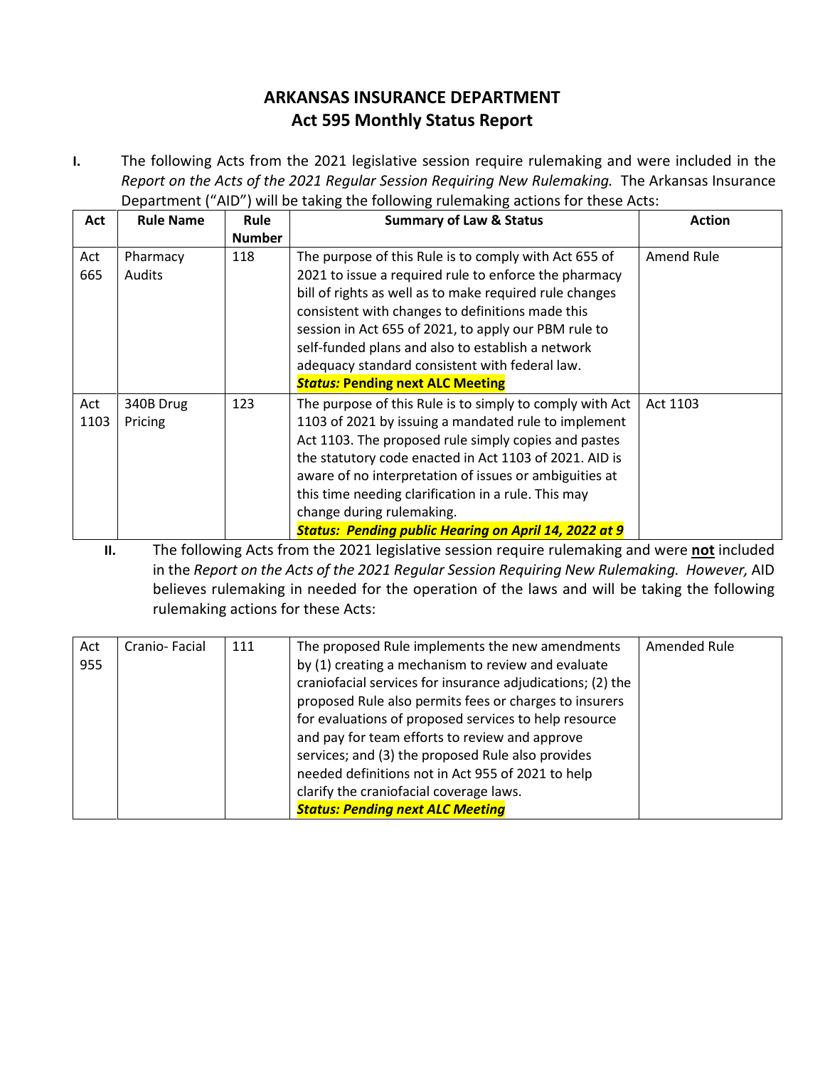# ARKANSAS INSURANCE DEPARTMENT
## Act 595 Monthly Status Report

**I.** The following Acts from the 2021 legislative session require rulemaking and were included in the *Report on the Acts of the 2021 Regular Session Requiring New Rulemaking.* The Arkansas Insurance Department ("AID") will be taking the following rulemaking actions for these Acts:

| Act | Rule Name | Rule Number | Summary of Law & Status | Action |
|---|---|---|---|---|
| Act 665 | Pharmacy Audits | 118 | The purpose of this Rule is to comply with Act 655 of 2021 to issue a required rule to enforce the pharmacy bill of rights as well as to make required rule changes consistent with changes to definitions made this session in Act 655 of 2021, to apply our PBM rule to self-funded plans and also to establish a network adequacy standard consistent with federal law. ***Status:* Pending next ALC Meeting** | Amend Rule |
| Act 1103 | 340B Drug Pricing | 123 | The purpose of this Rule is to simply to comply with Act 1103 of 2021 by issuing a mandated rule to implement Act 1103. The proposed rule simply copies and pastes the statutory code enacted in Act 1103 of 2021. AID is aware of no interpretation of issues or ambiguities at this time needing clarification in a rule. This may change during rulemaking. ***Status: Pending public Hearing on April 14, 2022 at 9*** | Act 1103 |

**II.** The following Acts from the 2021 legislative session require rulemaking and were **not** included in the *Report on the Acts of the 2021 Regular Session Requiring New Rulemaking. However,* AID believes rulemaking in needed for the operation of the laws and will be taking the following rulemaking actions for these Acts:

| | | | | |
|---|---|---|---|---|
| Act 955 | Cranio- Facial | 111 | The proposed Rule implements the new amendments by (1) creating a mechanism to review and evaluate craniofacial services for insurance adjudications; (2) the proposed Rule also permits fees or charges to insurers for evaluations of proposed services to help resource and pay for team efforts to review and approve services; and (3) the proposed Rule also provides needed definitions not in Act 955 of 2021 to help clarify the craniofacial coverage laws. ***Status: Pending next ALC Meeting*** | Amended Rule |